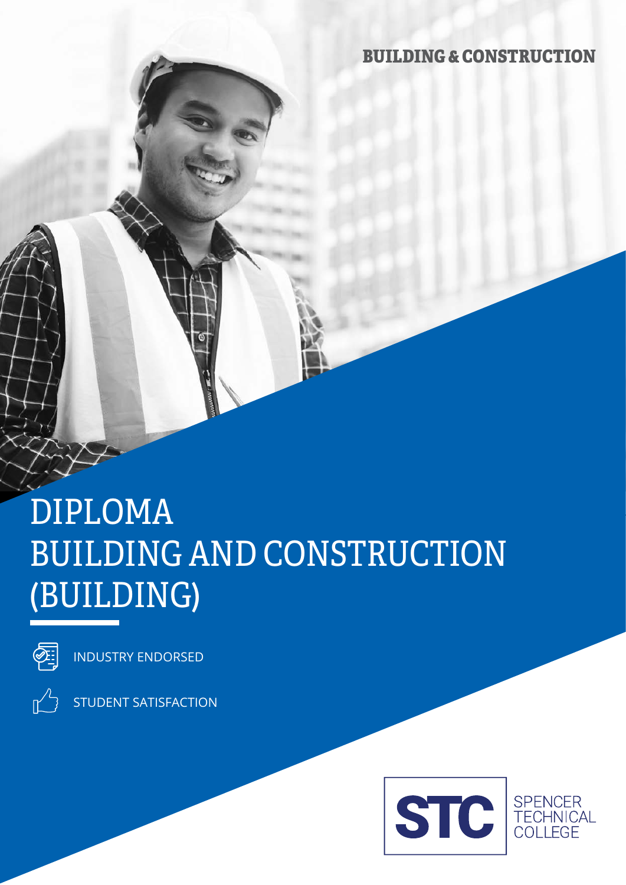BUILDING & CONSTRUCTION

# DIPLOMA BUILDING AND CONSTRUCTION (BUILDING)

INDUSTRY ENDORSED

STUDENT SATISFACTION

STC SPENCER TECHNICAL COLLEGE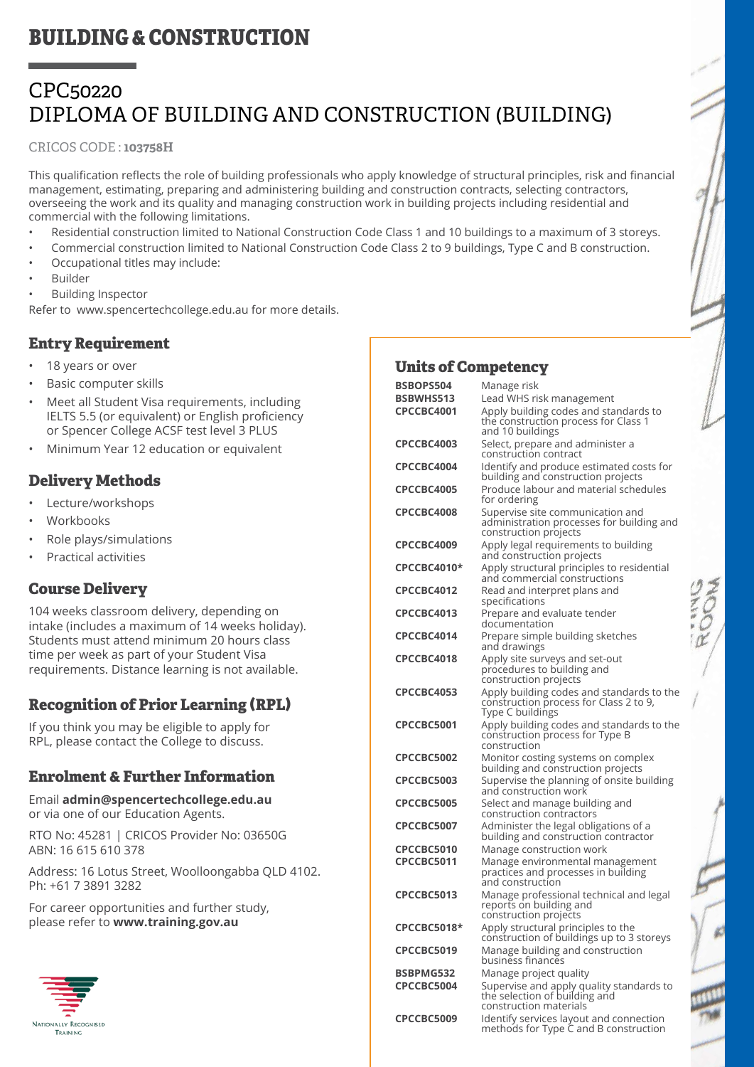# BUILDING & CONSTRUCTION

## CPC50220
## DIPLOMA OF BUILDING AND CONSTRUCTION (BUILDING)

CRICOS CODE : **103758H**

This qualification reflects the role of building professionals who apply knowledge of structural principles, risk and financial management, estimating, preparing and administering building and construction contracts, selecting contractors, overseeing the work and its quality and managing construction work in building projects including residential and commercial with the following limitations.

- Residential construction limited to National Construction Code Class 1 and 10 buildings to a maximum of 3 storeys.
- Commercial construction limited to National Construction Code Class 2 to 9 buildings, Type C and B construction.
- Occupational titles may include:
- Builder
- Building Inspector

Refer to www.spencertechcollege.edu.au for more details.

### Entry Requirement

- 18 years or over
- Basic computer skills
- Meet all Student Visa requirements, including IELTS 5.5 (or equivalent) or English proficiency or Spencer College ACSF test level 3 PLUS
- Minimum Year 12 education or equivalent

### Delivery Methods

- Lecture/workshops
- Workbooks
- Role plays/simulations
- Practical activities

### Course Delivery

104 weeks classroom delivery, depending on intake (includes a maximum of 14 weeks holiday). Students must attend minimum 20 hours class time per week as part of your Student Visa requirements. Distance learning is not available.

### Recognition of Prior Learning (RPL)

If you think you may be eligible to apply for RPL, please contact the College to discuss.

### Enrolment & Further Information

Email **admin@spencertechcollege.edu.au** or via one of our Education Agents.

RTO No: 45281 | CRICOS Provider No: 03650G
ABN: 16 615 610 378

Address: 16 Lotus Street, Woolloongabba QLD 4102.
Ph: +61 7 3891 3282

For career opportunities and further study, please refer to **www.training.gov.au**

Nationally Recognised Training

### Units of Competency

| | |
|---|---|
| **BSBOPS504** | Manage risk |
| **BSBWHS513** | Lead WHS risk management |
| **CPCCBC4001** | Apply building codes and standards to the construction process for Class 1 and 10 buildings |
| **CPCCBC4003** | Select, prepare and administer a construction contract |
| **CPCCBC4004** | Identify and produce estimated costs for building and construction projects |
| **CPCCBC4005** | Produce labour and material schedules for ordering |
| **CPCCBC4008** | Supervise site communication and administration processes for building and construction projects |
| **CPCCBC4009** | Apply legal requirements to building and construction projects |
| **CPCCBC4010*** | Apply structural principles to residential and commercial constructions |
| **CPCCBC4012** | Read and interpret plans and specifications |
| **CPCCBC4013** | Prepare and evaluate tender documentation |
| **CPCCBC4014** | Prepare simple building sketches and drawings |
| **CPCCBC4018** | Apply site surveys and set-out procedures to building and construction projects |
| **CPCCBC4053** | Apply building codes and standards to the construction process for Class 2 to 9, Type C buildings |
| **CPCCBC5001** | Apply building codes and standards to the construction process for Type B construction |
| **CPCCBC5002** | Monitor costing systems on complex building and construction projects |
| **CPCCBC5003** | Supervise the planning of onsite building and construction work |
| **CPCCBC5005** | Select and manage building and construction contractors |
| **CPCCBC5007** | Administer the legal obligations of a building and construction contractor |
| **CPCCBC5010** | Manage construction work |
| **CPCCBC5011** | Manage environmental management practices and processes in building and construction |
| **CPCCBC5013** | Manage professional technical and legal reports on building and construction projects |
| **CPCCBC5018*** | Apply structural principles to the construction of buildings up to 3 storeys |
| **CPCCBC5019** | Manage building and construction business finances |
| **BSBPMG532** | Manage project quality |
| **CPCCBC5004** | Supervise and apply quality standards to the selection of building and construction materials |
| **CPCCBC5009** | Identify services layout and connection methods for Type C and B construction |